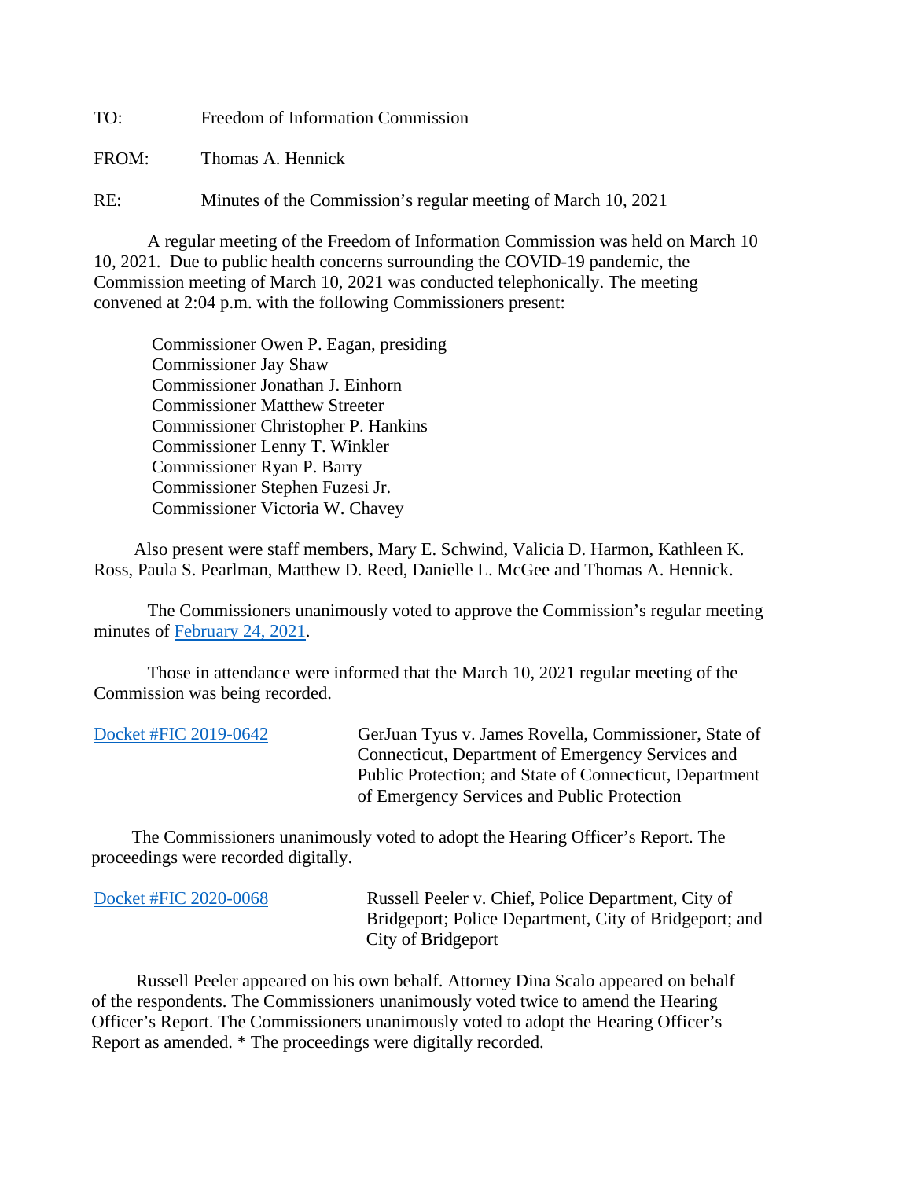TO: Freedom of Information Commission

FROM: Thomas A. Hennick

RE: Minutes of the Commission's regular meeting of March 10, 2021

A regular meeting of the Freedom of Information Commission was held on March 10 10, 2021. Due to public health concerns surrounding the COVID-19 pandemic, the Commission meeting of March 10, 2021 was conducted telephonically. The meeting convened at 2:04 p.m. with the following Commissioners present:

Commissioner Owen P. Eagan, presiding
Commissioner Jay Shaw
Commissioner Jonathan J. Einhorn
Commissioner Matthew Streeter
Commissioner Christopher P. Hankins
Commissioner Lenny T. Winkler
Commissioner Ryan P. Barry
Commissioner Stephen Fuzesi Jr.
Commissioner Victoria W. Chavey

Also present were staff members, Mary E. Schwind, Valicia D. Harmon, Kathleen K. Ross, Paula S. Pearlman, Matthew D. Reed, Danielle L. McGee and Thomas A. Hennick.

The Commissioners unanimously voted to approve the Commission's regular meeting minutes of February 24, 2021.

Those in attendance were informed that the March 10, 2021 regular meeting of the Commission was being recorded.

Docket #FIC 2019-0642 — GerJuan Tyus v. James Rovella, Commissioner, State of Connecticut, Department of Emergency Services and Public Protection; and State of Connecticut, Department of Emergency Services and Public Protection

The Commissioners unanimously voted to adopt the Hearing Officer's Report. The proceedings were recorded digitally.

Docket #FIC 2020-0068 — Russell Peeler v. Chief, Police Department, City of Bridgeport; Police Department, City of Bridgeport; and City of Bridgeport

Russell Peeler appeared on his own behalf. Attorney Dina Scalo appeared on behalf of the respondents. The Commissioners unanimously voted twice to amend the Hearing Officer's Report. The Commissioners unanimously voted to adopt the Hearing Officer's Report as amended. * The proceedings were digitally recorded.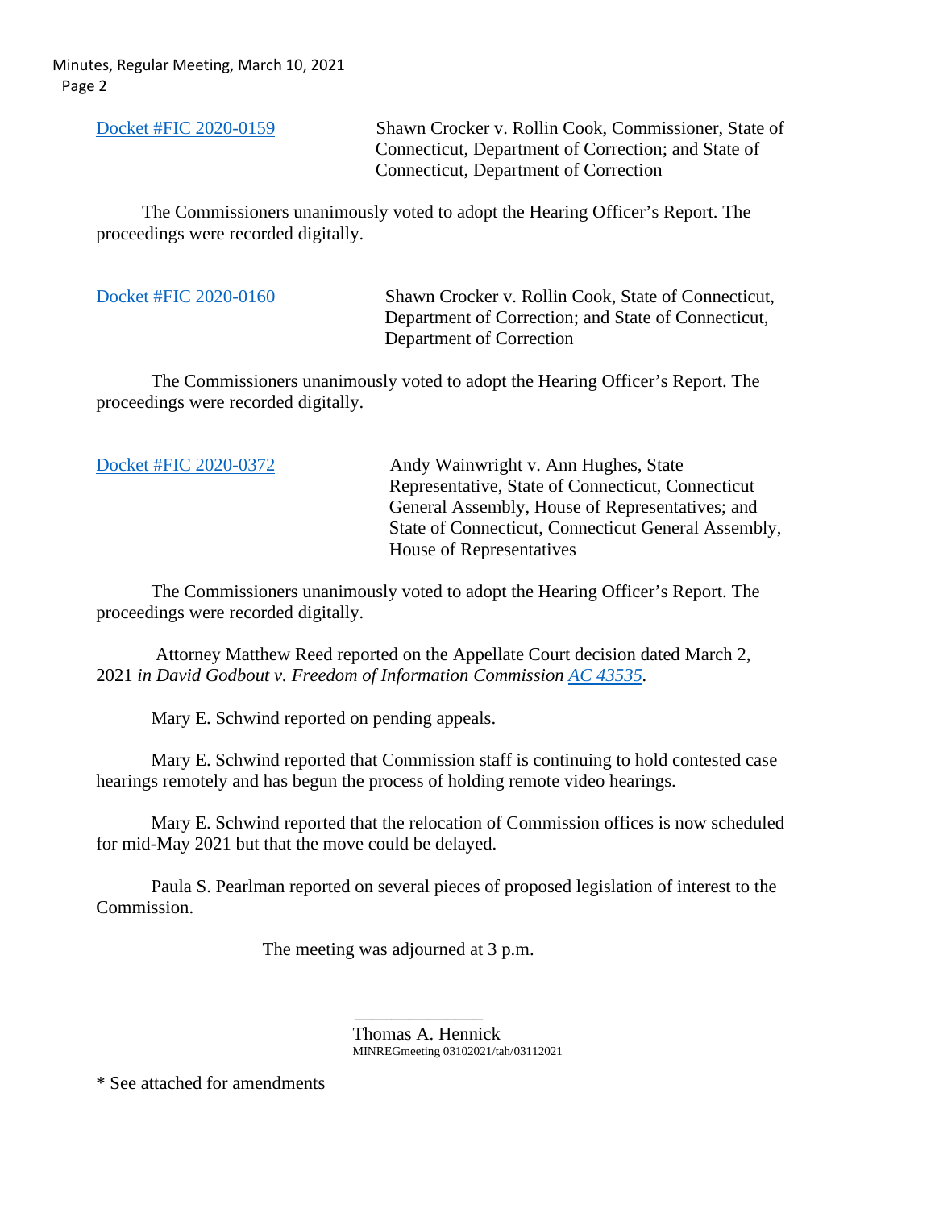Docket #FIC 2020-0159 — Shawn Crocker v. Rollin Cook, Commissioner, State of Connecticut, Department of Correction; and State of Connecticut, Department of Correction

The Commissioners unanimously voted to adopt the Hearing Officer's Report. The proceedings were recorded digitally.

Docket #FIC 2020-0160 — Shawn Crocker v. Rollin Cook, State of Connecticut, Department of Correction; and State of Connecticut, Department of Correction

The Commissioners unanimously voted to adopt the Hearing Officer's Report. The proceedings were recorded digitally.

Docket #FIC 2020-0372 — Andy Wainwright v. Ann Hughes, State Representative, State of Connecticut, Connecticut General Assembly, House of Representatives; and State of Connecticut, Connecticut General Assembly, House of Representatives

The Commissioners unanimously voted to adopt the Hearing Officer's Report. The proceedings were recorded digitally.

Attorney Matthew Reed reported on the Appellate Court decision dated March 2, 2021 *in David Godbout v. Freedom of Information Commission AC 43535.*

Mary E. Schwind reported on pending appeals.

Mary E. Schwind reported that Commission staff is continuing to hold contested case hearings remotely and has begun the process of holding remote video hearings.

Mary E. Schwind reported that the relocation of Commission offices is now scheduled for mid-May 2021 but that the move could be delayed.

Paula S. Pearlman reported on several pieces of proposed legislation of interest to the Commission.

The meeting was adjourned at 3 p.m.

______________
Thomas A. Hennick
MINREGmeeting 03102021/tah/03112021

* See attached for amendments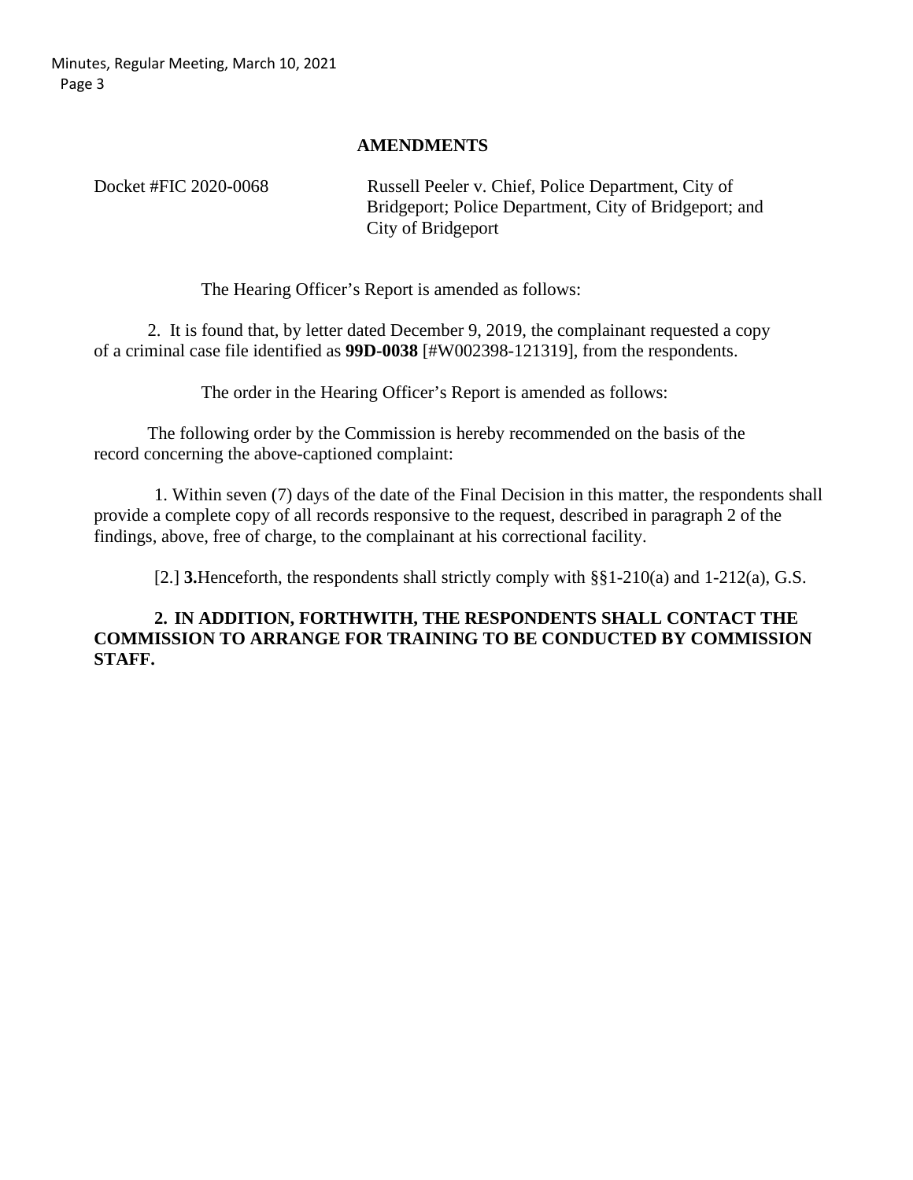## AMENDMENTS

Docket #FIC 2020-0068 Russell Peeler v. Chief, Police Department, City of Bridgeport; Police Department, City of Bridgeport; and City of Bridgeport

The Hearing Officer's Report is amended as follows:

2. It is found that, by letter dated December 9, 2019, the complainant requested a copy of a criminal case file identified as **99D-0038** [#W002398-121319], from the respondents.

The order in the Hearing Officer's Report is amended as follows:

The following order by the Commission is hereby recommended on the basis of the record concerning the above-captioned complaint:

1. Within seven (7) days of the date of the Final Decision in this matter, the respondents shall provide a complete copy of all records responsive to the request, described in paragraph 2 of the findings, above, free of charge, to the complainant at his correctional facility.

[2.] **3.**Henceforth, the respondents shall strictly comply with §§1-210(a) and 1-212(a), G.S.

**2. IN ADDITION, FORTHWITH, THE RESPONDENTS SHALL CONTACT THE COMMISSION TO ARRANGE FOR TRAINING TO BE CONDUCTED BY COMMISSION STAFF.**